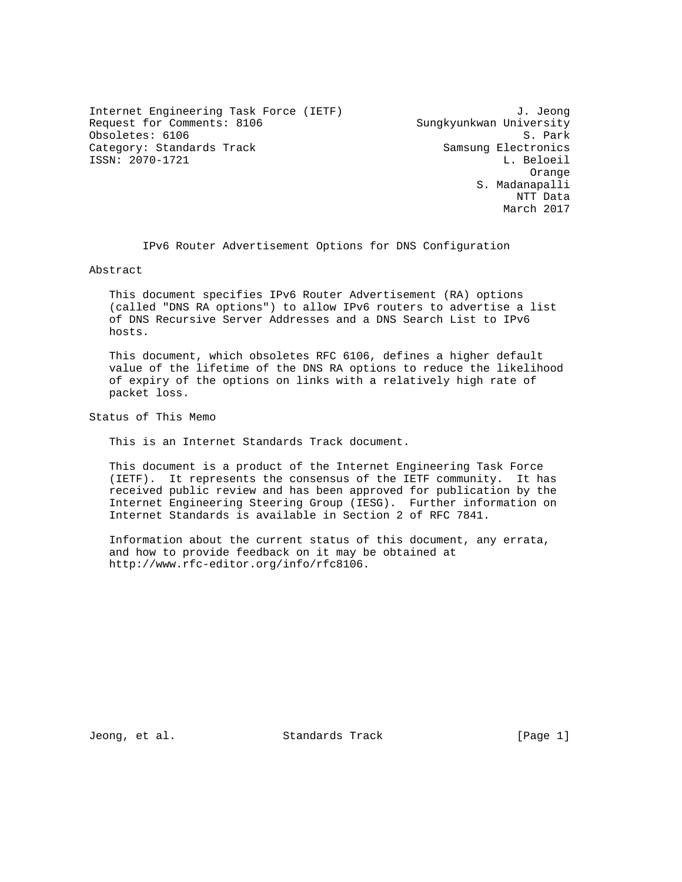Internet Engineering Task Force (IETF) J. Jeong
Request for Comments: 8106 Sungkyunkwan University
Obsoletes: 6106 S. Park
Category: Standards Track Samsung Electronics
ISSN: 2070-1721 L. Beloeil
Orange
S. Madanapalli
NTT Data
March 2017

# IPv6 Router Advertisement Options for DNS Configuration

## Abstract

This document specifies IPv6 Router Advertisement (RA) options (called "DNS RA options") to allow IPv6 routers to advertise a list of DNS Recursive Server Addresses and a DNS Search List to IPv6 hosts.

This document, which obsoletes RFC 6106, defines a higher default value of the lifetime of the DNS RA options to reduce the likelihood of expiry of the options on links with a relatively high rate of packet loss.

## Status of This Memo

This is an Internet Standards Track document.

This document is a product of the Internet Engineering Task Force (IETF). It represents the consensus of the IETF community. It has received public review and has been approved for publication by the Internet Engineering Steering Group (IESG). Further information on Internet Standards is available in Section 2 of RFC 7841.

Information about the current status of this document, any errata, and how to provide feedback on it may be obtained at http://www.rfc-editor.org/info/rfc8106.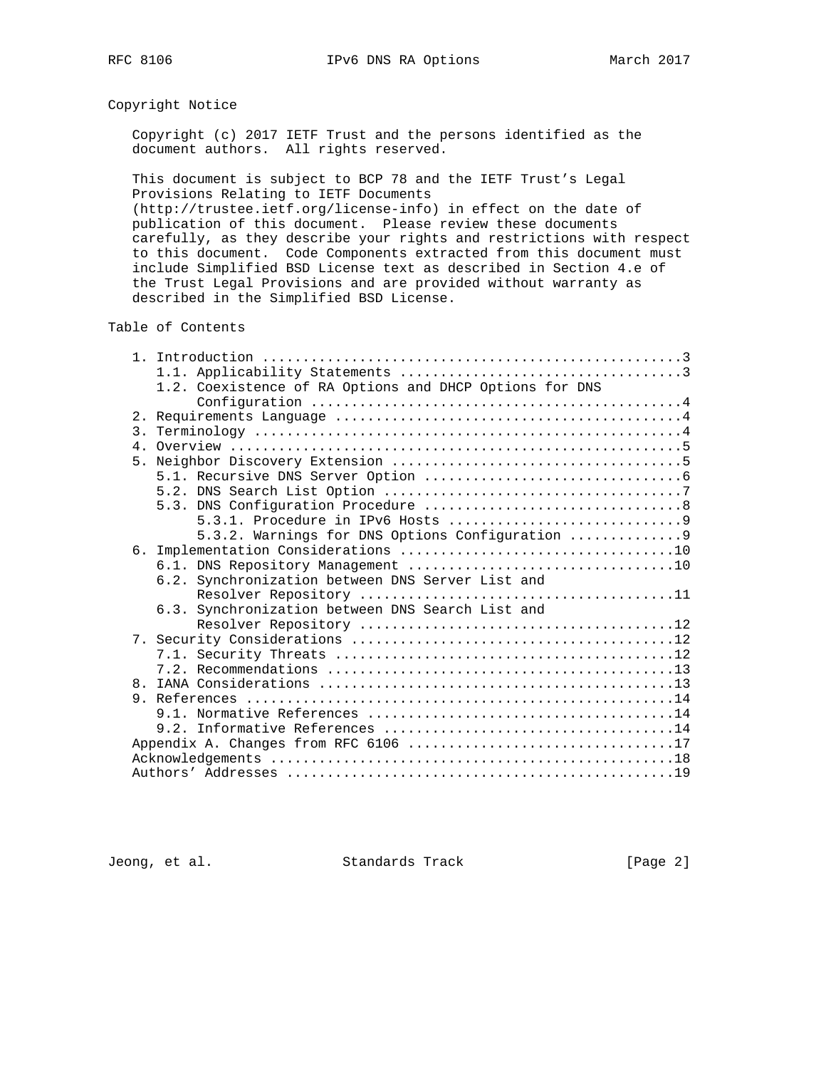## Copyright Notice

Copyright (c) 2017 IETF Trust and the persons identified as the document authors. All rights reserved.

This document is subject to BCP 78 and the IETF Trust's Legal Provisions Relating to IETF Documents (http://trustee.ietf.org/license-info) in effect on the date of publication of this document. Please review these documents carefully, as they describe your rights and restrictions with respect to this document. Code Components extracted from this document must include Simplified BSD License text as described in Section 4.e of the Trust Legal Provisions and are provided without warranty as described in the Simplified BSD License.

## Table of Contents

```
   1. Introduction ....................................................3
      1.1. Applicability Statements ...................................3
      1.2. Coexistence of RA Options and DHCP Options for DNS
           Configuration ..............................................4
   2. Requirements Language ...........................................4
   3. Terminology .....................................................4
   4. Overview ........................................................5
   5. Neighbor Discovery Extension ....................................5
      5.1. Recursive DNS Server Option ................................6
      5.2. DNS Search List Option .....................................7
      5.3. DNS Configuration Procedure ................................8
           5.3.1. Procedure in IPv6 Hosts .............................9
           5.3.2. Warnings for DNS Options Configuration ..............9
   6. Implementation Considerations ..................................10
      6.1. DNS Repository Management .................................10
      6.2. Synchronization between DNS Server List and
           Resolver Repository .......................................11
      6.3. Synchronization between DNS Search List and
           Resolver Repository .......................................12
   7. Security Considerations ........................................12
      7.1. Security Threats ..........................................12
      7.2. Recommendations ...........................................13
   8. IANA Considerations ............................................13
   9. References .....................................................14
      9.1. Normative References ......................................14
      9.2. Informative References ....................................14
   Appendix A. Changes from RFC 6106 .................................17
   Acknowledgements ..................................................18
   Authors' Addresses ................................................19
```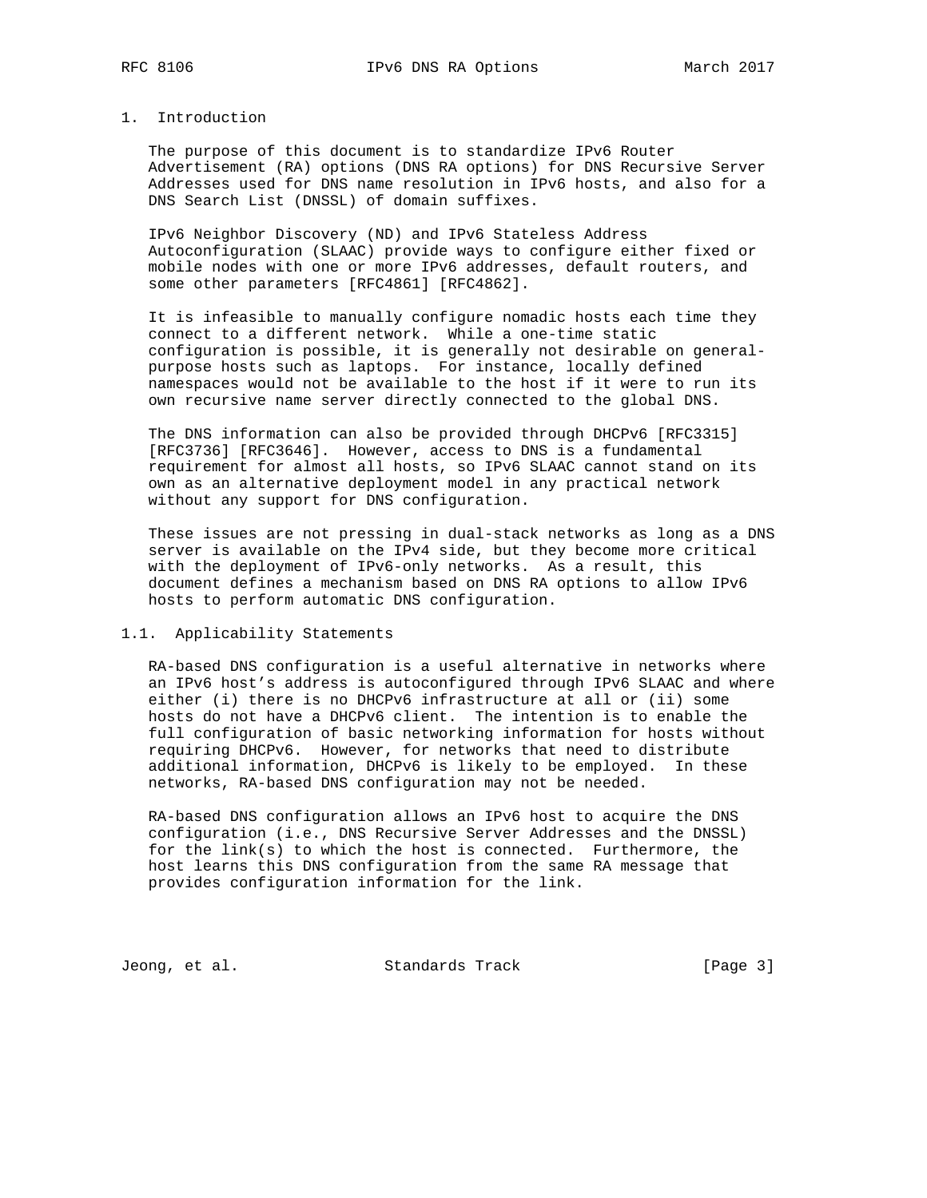## 1. Introduction

The purpose of this document is to standardize IPv6 Router Advertisement (RA) options (DNS RA options) for DNS Recursive Server Addresses used for DNS name resolution in IPv6 hosts, and also for a DNS Search List (DNSSL) of domain suffixes.

IPv6 Neighbor Discovery (ND) and IPv6 Stateless Address Autoconfiguration (SLAAC) provide ways to configure either fixed or mobile nodes with one or more IPv6 addresses, default routers, and some other parameters [RFC4861] [RFC4862].

It is infeasible to manually configure nomadic hosts each time they connect to a different network. While a one-time static configuration is possible, it is generally not desirable on general-purpose hosts such as laptops. For instance, locally defined namespaces would not be available to the host if it were to run its own recursive name server directly connected to the global DNS.

The DNS information can also be provided through DHCPv6 [RFC3315] [RFC3736] [RFC3646]. However, access to DNS is a fundamental requirement for almost all hosts, so IPv6 SLAAC cannot stand on its own as an alternative deployment model in any practical network without any support for DNS configuration.

These issues are not pressing in dual-stack networks as long as a DNS server is available on the IPv4 side, but they become more critical with the deployment of IPv6-only networks. As a result, this document defines a mechanism based on DNS RA options to allow IPv6 hosts to perform automatic DNS configuration.

### 1.1. Applicability Statements

RA-based DNS configuration is a useful alternative in networks where an IPv6 host's address is autoconfigured through IPv6 SLAAC and where either (i) there is no DHCPv6 infrastructure at all or (ii) some hosts do not have a DHCPv6 client. The intention is to enable the full configuration of basic networking information for hosts without requiring DHCPv6. However, for networks that need to distribute additional information, DHCPv6 is likely to be employed. In these networks, RA-based DNS configuration may not be needed.

RA-based DNS configuration allows an IPv6 host to acquire the DNS configuration (i.e., DNS Recursive Server Addresses and the DNSSL) for the link(s) to which the host is connected. Furthermore, the host learns this DNS configuration from the same RA message that provides configuration information for the link.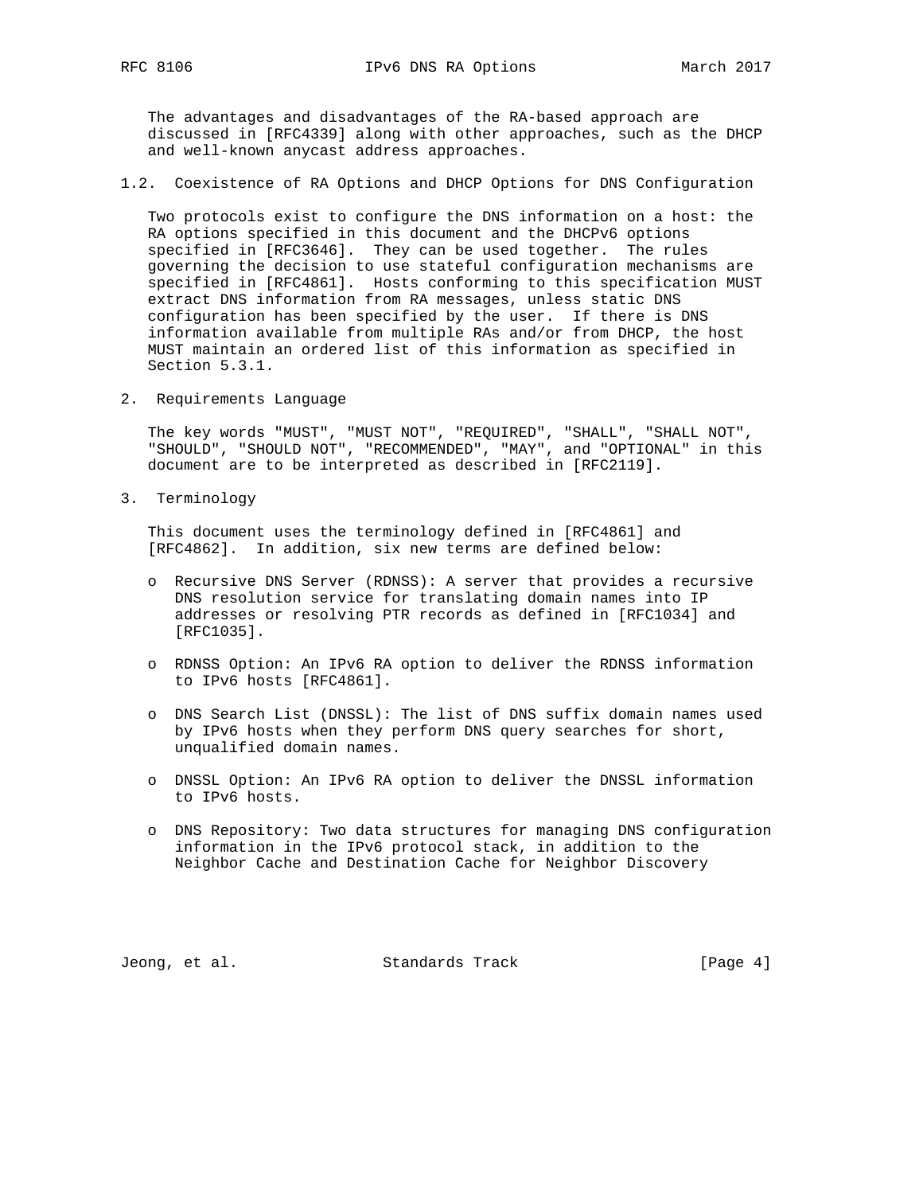The advantages and disadvantages of the RA-based approach are discussed in [RFC4339] along with other approaches, such as the DHCP and well-known anycast address approaches.

## 1.2. Coexistence of RA Options and DHCP Options for DNS Configuration

Two protocols exist to configure the DNS information on a host: the RA options specified in this document and the DHCPv6 options specified in [RFC3646]. They can be used together. The rules governing the decision to use stateful configuration mechanisms are specified in [RFC4861]. Hosts conforming to this specification MUST extract DNS information from RA messages, unless static DNS configuration has been specified by the user. If there is DNS information available from multiple RAs and/or from DHCP, the host MUST maintain an ordered list of this information as specified in Section 5.3.1.

# 2. Requirements Language

The key words "MUST", "MUST NOT", "REQUIRED", "SHALL", "SHALL NOT", "SHOULD", "SHOULD NOT", "RECOMMENDED", "MAY", and "OPTIONAL" in this document are to be interpreted as described in [RFC2119].

# 3. Terminology

This document uses the terminology defined in [RFC4861] and [RFC4862]. In addition, six new terms are defined below:

- Recursive DNS Server (RDNSS): A server that provides a recursive DNS resolution service for translating domain names into IP addresses or resolving PTR records as defined in [RFC1034] and [RFC1035].

- RDNSS Option: An IPv6 RA option to deliver the RDNSS information to IPv6 hosts [RFC4861].

- DNS Search List (DNSSL): The list of DNS suffix domain names used by IPv6 hosts when they perform DNS query searches for short, unqualified domain names.

- DNSSL Option: An IPv6 RA option to deliver the DNSSL information to IPv6 hosts.

- DNS Repository: Two data structures for managing DNS configuration information in the IPv6 protocol stack, in addition to the Neighbor Cache and Destination Cache for Neighbor Discovery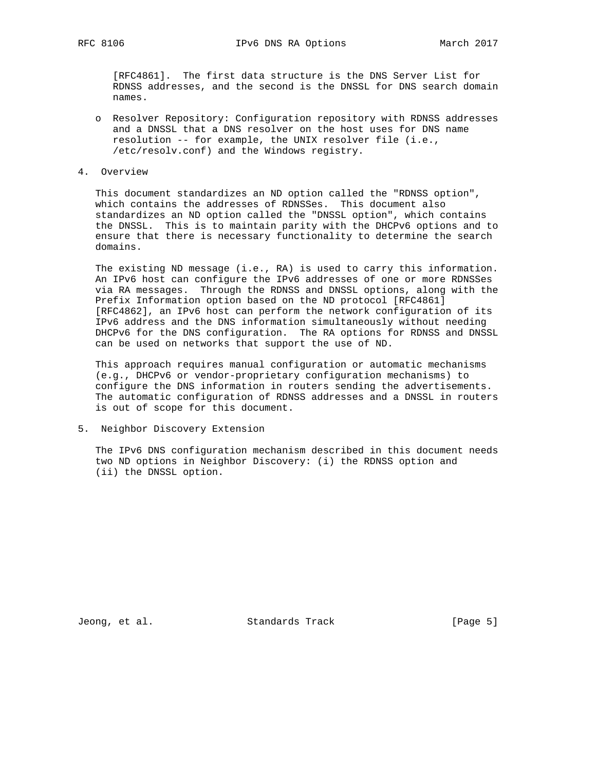[RFC4861]. The first data structure is the DNS Server List for RDNSS addresses, and the second is the DNSSL for DNS search domain names.

- Resolver Repository: Configuration repository with RDNSS addresses and a DNSSL that a DNS resolver on the host uses for DNS name resolution -- for example, the UNIX resolver file (i.e., /etc/resolv.conf) and the Windows registry.

## 4. Overview

This document standardizes an ND option called the "RDNSS option", which contains the addresses of RDNSSes. This document also standardizes an ND option called the "DNSSL option", which contains the DNSSL. This is to maintain parity with the DHCPv6 options and to ensure that there is necessary functionality to determine the search domains.

The existing ND message (i.e., RA) is used to carry this information. An IPv6 host can configure the IPv6 addresses of one or more RDNSSes via RA messages. Through the RDNSS and DNSSL options, along with the Prefix Information option based on the ND protocol [RFC4861] [RFC4862], an IPv6 host can perform the network configuration of its IPv6 address and the DNS information simultaneously without needing DHCPv6 for the DNS configuration. The RA options for RDNSS and DNSSL can be used on networks that support the use of ND.

This approach requires manual configuration or automatic mechanisms (e.g., DHCPv6 or vendor-proprietary configuration mechanisms) to configure the DNS information in routers sending the advertisements. The automatic configuration of RDNSS addresses and a DNSSL in routers is out of scope for this document.

## 5. Neighbor Discovery Extension

The IPv6 DNS configuration mechanism described in this document needs two ND options in Neighbor Discovery: (i) the RDNSS option and (ii) the DNSSL option.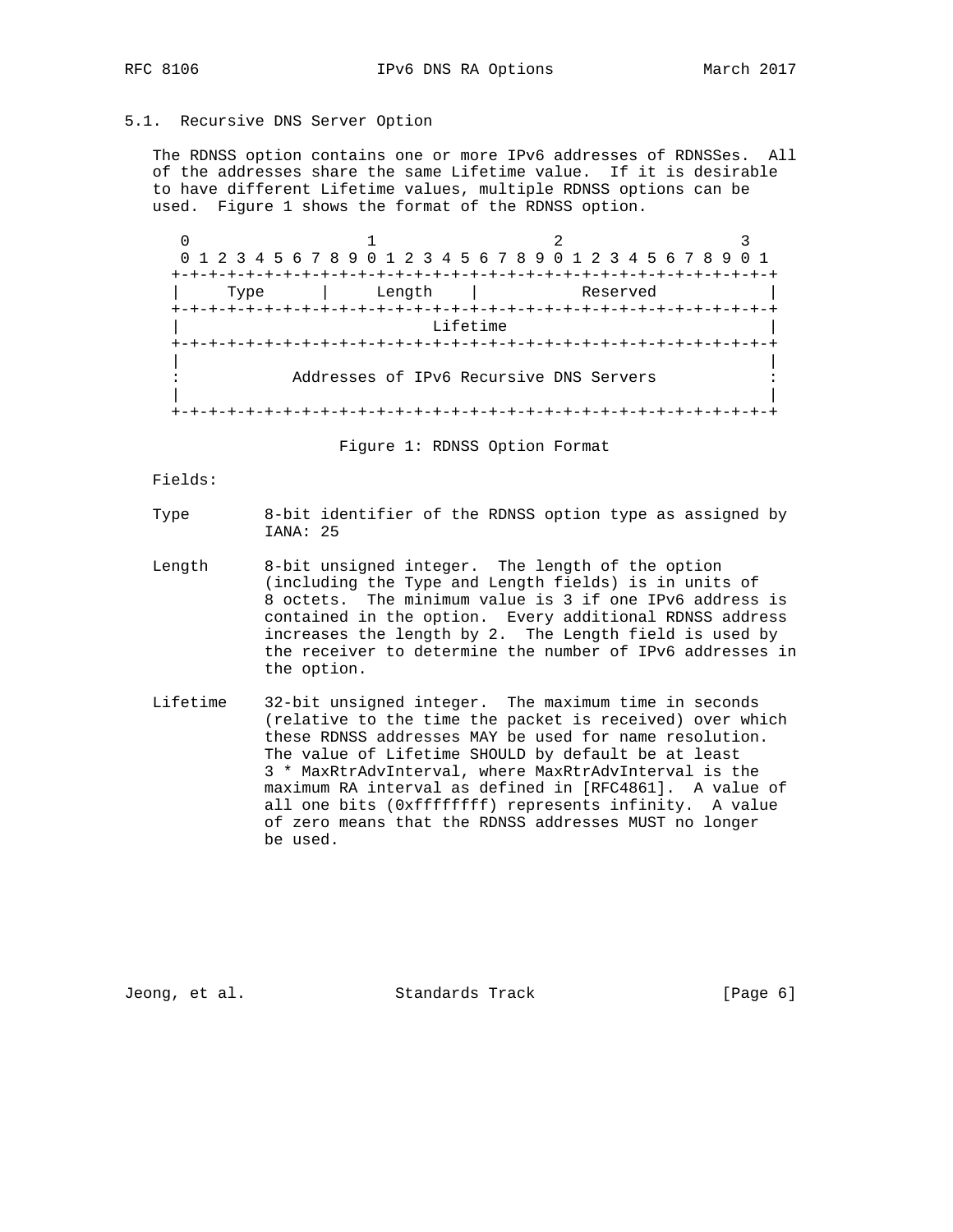### 5.1. Recursive DNS Server Option

The RDNSS option contains one or more IPv6 addresses of RDNSSes. All of the addresses share the same Lifetime value. If it is desirable to have different Lifetime values, multiple RDNSS options can be used. Figure 1 shows the format of the RDNSS option.

```
 0                   1                   2                   3
 0 1 2 3 4 5 6 7 8 9 0 1 2 3 4 5 6 7 8 9 0 1 2 3 4 5 6 7 8 9 0 1
+-+-+-+-+-+-+-+-+-+-+-+-+-+-+-+-+-+-+-+-+-+-+-+-+-+-+-+-+-+-+-+-+
|     Type      |     Length    |           Reserved            |
+-+-+-+-+-+-+-+-+-+-+-+-+-+-+-+-+-+-+-+-+-+-+-+-+-+-+-+-+-+-+-+-+
|                           Lifetime                            |
+-+-+-+-+-+-+-+-+-+-+-+-+-+-+-+-+-+-+-+-+-+-+-+-+-+-+-+-+-+-+-+-+
|                                                               |
:            Addresses of IPv6 Recursive DNS Servers            :
|                                                               |
+-+-+-+-+-+-+-+-+-+-+-+-+-+-+-+-+-+-+-+-+-+-+-+-+-+-+-+-+-+-+-+-+
```

Figure 1: RDNSS Option Format

Fields:

Type
: 8-bit identifier of the RDNSS option type as assigned by IANA: 25

Length
: 8-bit unsigned integer. The length of the option (including the Type and Length fields) is in units of 8 octets. The minimum value is 3 if one IPv6 address is contained in the option. Every additional RDNSS address increases the length by 2. The Length field is used by the receiver to determine the number of IPv6 addresses in the option.

Lifetime
: 32-bit unsigned integer. The maximum time in seconds (relative to the time the packet is received) over which these RDNSS addresses MAY be used for name resolution. The value of Lifetime SHOULD by default be at least 3 * MaxRtrAdvInterval, where MaxRtrAdvInterval is the maximum RA interval as defined in [RFC4861]. A value of all one bits (0xffffffff) represents infinity. A value of zero means that the RDNSS addresses MUST no longer be used.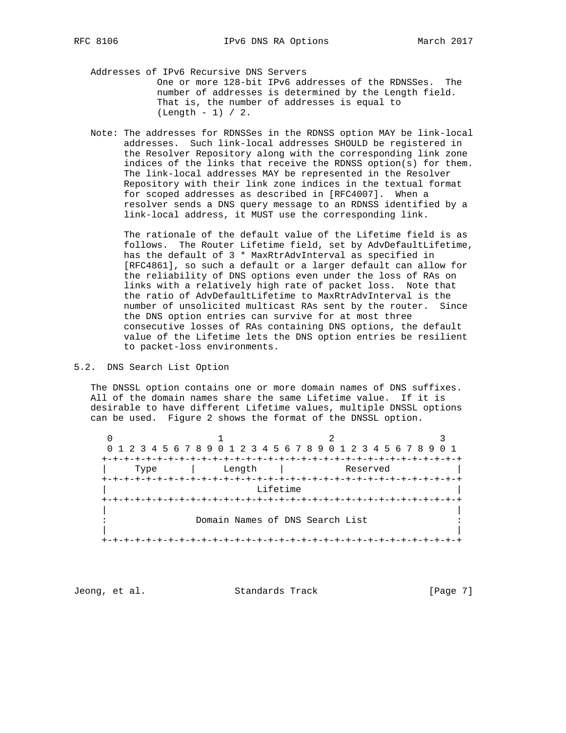Addresses of IPv6 Recursive DNS Servers
: One or more 128-bit IPv6 addresses of the RDNSSes. The number of addresses is determined by the Length field. That is, the number of addresses is equal to (Length - 1) / 2.

Note: The addresses for RDNSSes in the RDNSS option MAY be link-local addresses. Such link-local addresses SHOULD be registered in the Resolver Repository along with the corresponding link zone indices of the links that receive the RDNSS option(s) for them. The link-local addresses MAY be represented in the Resolver Repository with their link zone indices in the textual format for scoped addresses as described in [RFC4007]. When a resolver sends a DNS query message to an RDNSS identified by a link-local address, it MUST use the corresponding link.

The rationale of the default value of the Lifetime field is as follows. The Router Lifetime field, set by AdvDefaultLifetime, has the default of 3 * MaxRtrAdvInterval as specified in [RFC4861], so such a default or a larger default can allow for the reliability of DNS options even under the loss of RAs on links with a relatively high rate of packet loss. Note that the ratio of AdvDefaultLifetime to MaxRtrAdvInterval is the number of unsolicited multicast RAs sent by the router. Since the DNS option entries can survive for at most three consecutive losses of RAs containing DNS options, the default value of the Lifetime lets the DNS option entries be resilient to packet-loss environments.

## 5.2. DNS Search List Option

The DNSSL option contains one or more domain names of DNS suffixes. All of the domain names share the same Lifetime value. If it is desirable to have different Lifetime values, multiple DNSSL options can be used. Figure 2 shows the format of the DNSSL option.

```
 0                   1                   2                   3
 0 1 2 3 4 5 6 7 8 9 0 1 2 3 4 5 6 7 8 9 0 1 2 3 4 5 6 7 8 9 0 1
+-+-+-+-+-+-+-+-+-+-+-+-+-+-+-+-+-+-+-+-+-+-+-+-+-+-+-+-+-+-+-+-+
|     Type      |     Length    |           Reserved            |
+-+-+-+-+-+-+-+-+-+-+-+-+-+-+-+-+-+-+-+-+-+-+-+-+-+-+-+-+-+-+-+-+
|                           Lifetime                            |
+-+-+-+-+-+-+-+-+-+-+-+-+-+-+-+-+-+-+-+-+-+-+-+-+-+-+-+-+-+-+-+-+
|                                                               |
:                Domain Names of DNS Search List                :
|                                                               |
+-+-+-+-+-+-+-+-+-+-+-+-+-+-+-+-+-+-+-+-+-+-+-+-+-+-+-+-+-+-+-+-+
```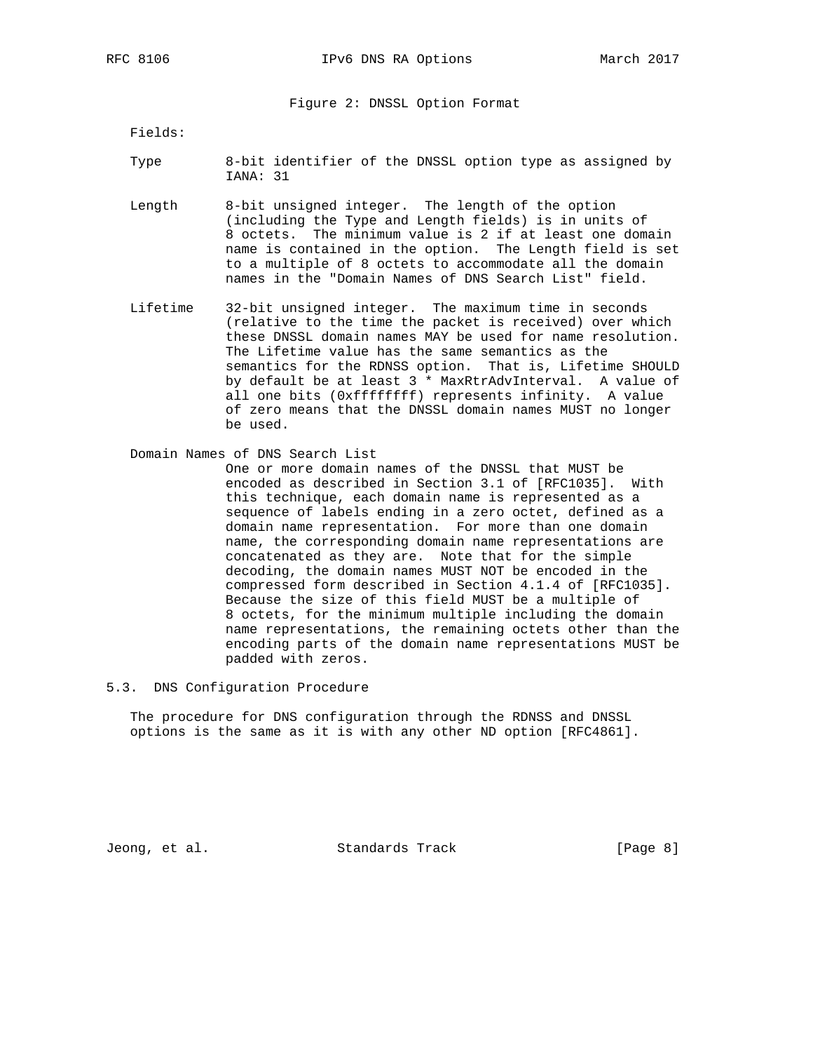Figure 2: DNSSL Option Format

Fields:

Type
: 8-bit identifier of the DNSSL option type as assigned by IANA: 31

Length
: 8-bit unsigned integer. The length of the option (including the Type and Length fields) is in units of 8 octets. The minimum value is 2 if at least one domain name is contained in the option. The Length field is set to a multiple of 8 octets to accommodate all the domain names in the "Domain Names of DNS Search List" field.

Lifetime
: 32-bit unsigned integer. The maximum time in seconds (relative to the time the packet is received) over which these DNSSL domain names MAY be used for name resolution. The Lifetime value has the same semantics as the semantics for the RDNSS option. That is, Lifetime SHOULD by default be at least 3 * MaxRtrAdvInterval. A value of all one bits (0xffffffff) represents infinity. A value of zero means that the DNSSL domain names MUST no longer be used.

Domain Names of DNS Search List
: One or more domain names of the DNSSL that MUST be encoded as described in Section 3.1 of [RFC1035]. With this technique, each domain name is represented as a sequence of labels ending in a zero octet, defined as a domain name representation. For more than one domain name, the corresponding domain name representations are concatenated as they are. Note that for the simple decoding, the domain names MUST NOT be encoded in the compressed form described in Section 4.1.4 of [RFC1035]. Because the size of this field MUST be a multiple of 8 octets, for the minimum multiple including the domain name representations, the remaining octets other than the encoding parts of the domain name representations MUST be padded with zeros.

## 5.3. DNS Configuration Procedure

The procedure for DNS configuration through the RDNSS and DNSSL options is the same as it is with any other ND option [RFC4861].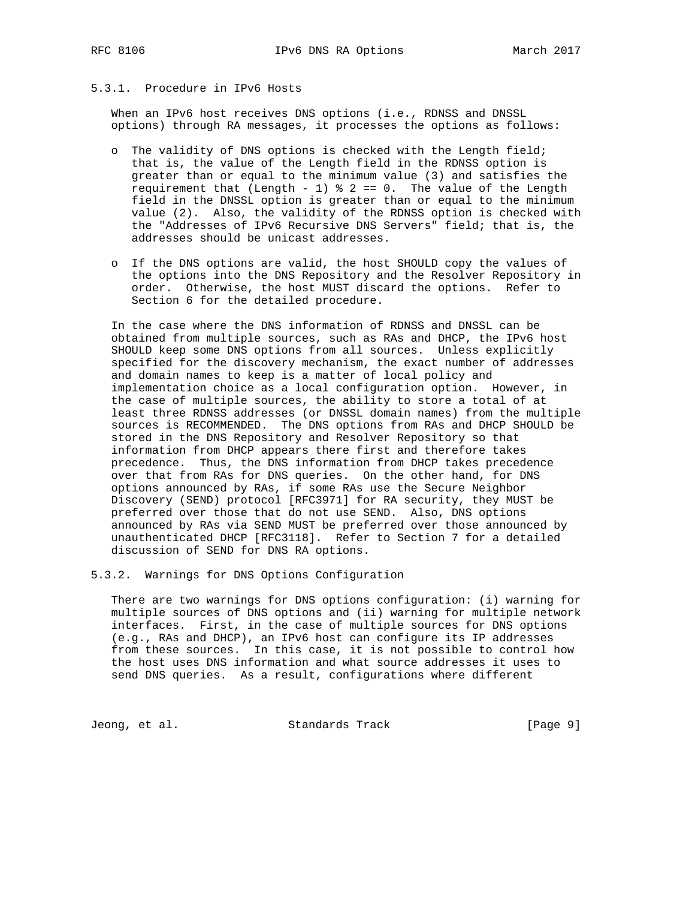### 5.3.1. Procedure in IPv6 Hosts

When an IPv6 host receives DNS options (i.e., RDNSS and DNSSL options) through RA messages, it processes the options as follows:

- The validity of DNS options is checked with the Length field; that is, the value of the Length field in the RDNSS option is greater than or equal to the minimum value (3) and satisfies the requirement that (Length - 1) % 2 == 0. The value of the Length field in the DNSSL option is greater than or equal to the minimum value (2). Also, the validity of the RDNSS option is checked with the "Addresses of IPv6 Recursive DNS Servers" field; that is, the addresses should be unicast addresses.

- If the DNS options are valid, the host SHOULD copy the values of the options into the DNS Repository and the Resolver Repository in order. Otherwise, the host MUST discard the options. Refer to Section 6 for the detailed procedure.

In the case where the DNS information of RDNSS and DNSSL can be obtained from multiple sources, such as RAs and DHCP, the IPv6 host SHOULD keep some DNS options from all sources. Unless explicitly specified for the discovery mechanism, the exact number of addresses and domain names to keep is a matter of local policy and implementation choice as a local configuration option. However, in the case of multiple sources, the ability to store a total of at least three RDNSS addresses (or DNSSL domain names) from the multiple sources is RECOMMENDED. The DNS options from RAs and DHCP SHOULD be stored in the DNS Repository and Resolver Repository so that information from DHCP appears there first and therefore takes precedence. Thus, the DNS information from DHCP takes precedence over that from RAs for DNS queries. On the other hand, for DNS options announced by RAs, if some RAs use the Secure Neighbor Discovery (SEND) protocol [RFC3971] for RA security, they MUST be preferred over those that do not use SEND. Also, DNS options announced by RAs via SEND MUST be preferred over those announced by unauthenticated DHCP [RFC3118]. Refer to Section 7 for a detailed discussion of SEND for DNS RA options.

### 5.3.2. Warnings for DNS Options Configuration

There are two warnings for DNS options configuration: (i) warning for multiple sources of DNS options and (ii) warning for multiple network interfaces. First, in the case of multiple sources for DNS options (e.g., RAs and DHCP), an IPv6 host can configure its IP addresses from these sources. In this case, it is not possible to control how the host uses DNS information and what source addresses it uses to send DNS queries. As a result, configurations where different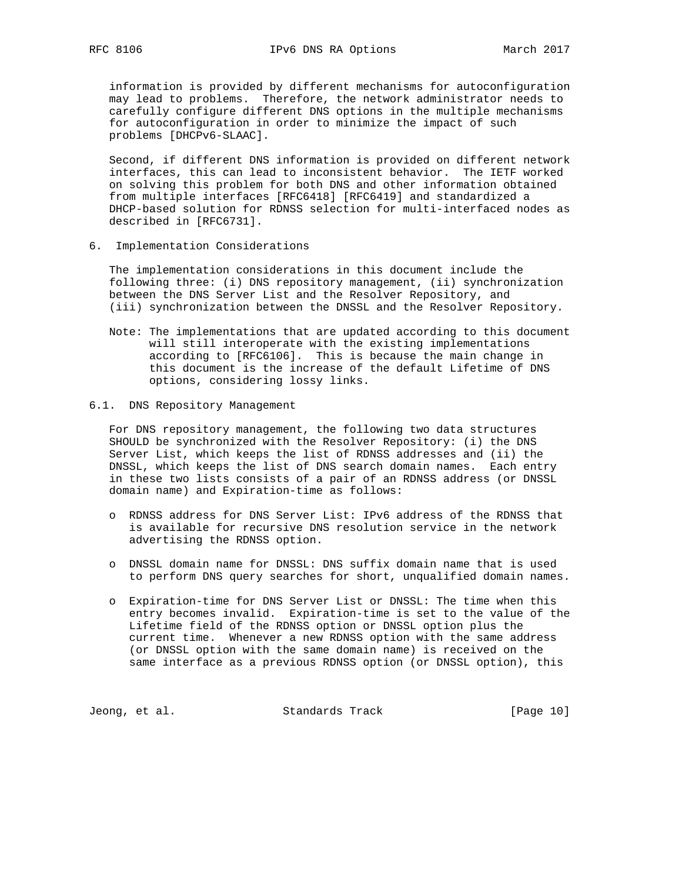information is provided by different mechanisms for autoconfiguration may lead to problems. Therefore, the network administrator needs to carefully configure different DNS options in the multiple mechanisms for autoconfiguration in order to minimize the impact of such problems [DHCPv6-SLAAC].

Second, if different DNS information is provided on different network interfaces, this can lead to inconsistent behavior. The IETF worked on solving this problem for both DNS and other information obtained from multiple interfaces [RFC6418] [RFC6419] and standardized a DHCP-based solution for RDNSS selection for multi-interfaced nodes as described in [RFC6731].

## 6. Implementation Considerations

The implementation considerations in this document include the following three: (i) DNS repository management, (ii) synchronization between the DNS Server List and the Resolver Repository, and (iii) synchronization between the DNSSL and the Resolver Repository.

Note: The implementations that are updated according to this document will still interoperate with the existing implementations according to [RFC6106]. This is because the main change in this document is the increase of the default Lifetime of DNS options, considering lossy links.

### 6.1. DNS Repository Management

For DNS repository management, the following two data structures SHOULD be synchronized with the Resolver Repository: (i) the DNS Server List, which keeps the list of RDNSS addresses and (ii) the DNSSL, which keeps the list of DNS search domain names. Each entry in these two lists consists of a pair of an RDNSS address (or DNSSL domain name) and Expiration-time as follows:

- RDNSS address for DNS Server List: IPv6 address of the RDNSS that is available for recursive DNS resolution service in the network advertising the RDNSS option.
- DNSSL domain name for DNSSL: DNS suffix domain name that is used to perform DNS query searches for short, unqualified domain names.
- Expiration-time for DNS Server List or DNSSL: The time when this entry becomes invalid. Expiration-time is set to the value of the Lifetime field of the RDNSS option or DNSSL option plus the current time. Whenever a new RDNSS option with the same address (or DNSSL option with the same domain name) is received on the same interface as a previous RDNSS option (or DNSSL option), this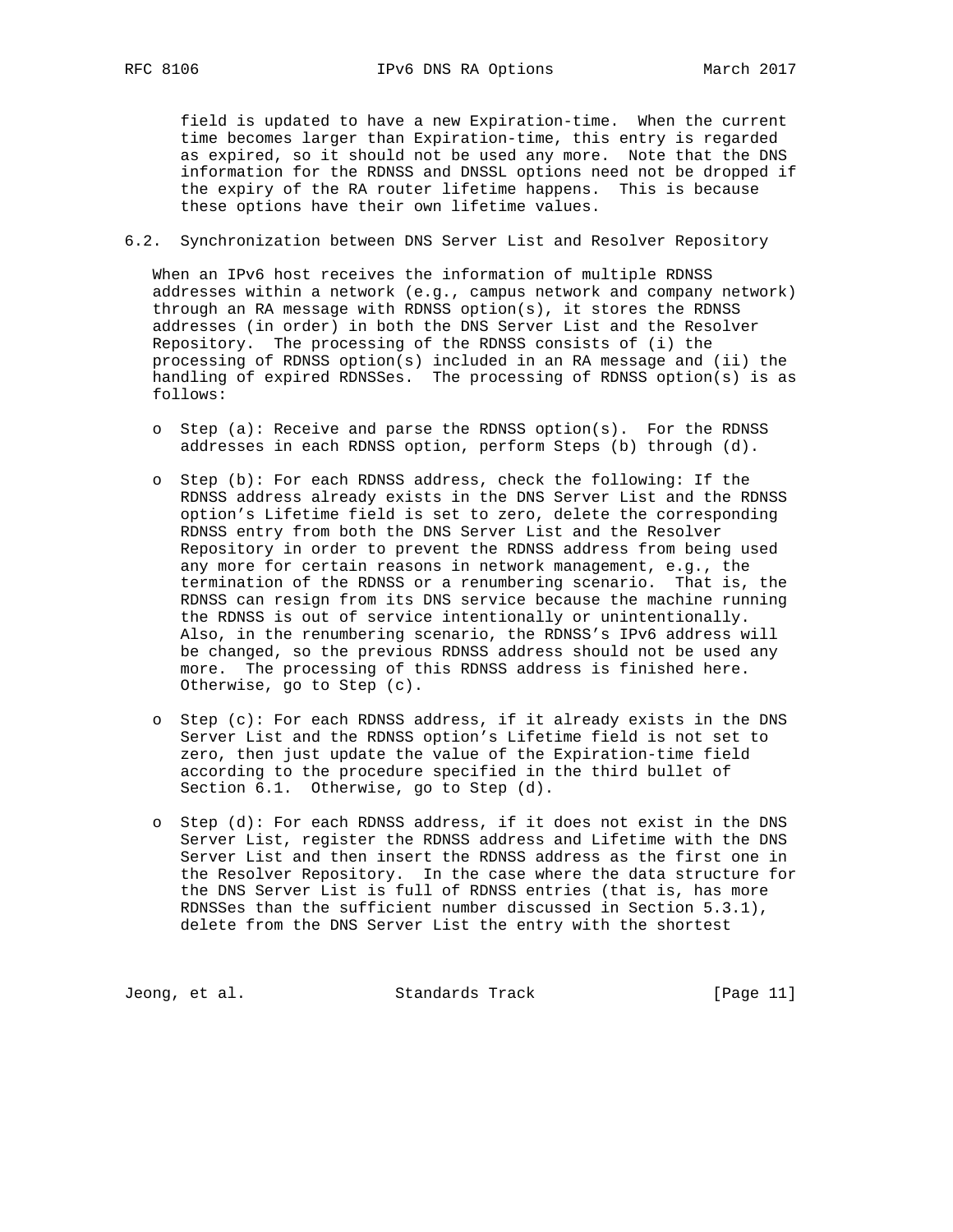field is updated to have a new Expiration-time. When the current time becomes larger than Expiration-time, this entry is regarded as expired, so it should not be used any more. Note that the DNS information for the RDNSS and DNSSL options need not be dropped if the expiry of the RA router lifetime happens. This is because these options have their own lifetime values.

## 6.2. Synchronization between DNS Server List and Resolver Repository

When an IPv6 host receives the information of multiple RDNSS addresses within a network (e.g., campus network and company network) through an RA message with RDNSS option(s), it stores the RDNSS addresses (in order) in both the DNS Server List and the Resolver Repository. The processing of the RDNSS consists of (i) the processing of RDNSS option(s) included in an RA message and (ii) the handling of expired RDNSSes. The processing of RDNSS option(s) is as follows:

- Step (a): Receive and parse the RDNSS option(s). For the RDNSS addresses in each RDNSS option, perform Steps (b) through (d).

- Step (b): For each RDNSS address, check the following: If the RDNSS address already exists in the DNS Server List and the RDNSS option's Lifetime field is set to zero, delete the corresponding RDNSS entry from both the DNS Server List and the Resolver Repository in order to prevent the RDNSS address from being used any more for certain reasons in network management, e.g., the termination of the RDNSS or a renumbering scenario. That is, the RDNSS can resign from its DNS service because the machine running the RDNSS is out of service intentionally or unintentionally. Also, in the renumbering scenario, the RDNSS's IPv6 address will be changed, so the previous RDNSS address should not be used any more. The processing of this RDNSS address is finished here. Otherwise, go to Step (c).

- Step (c): For each RDNSS address, if it already exists in the DNS Server List and the RDNSS option's Lifetime field is not set to zero, then just update the value of the Expiration-time field according to the procedure specified in the third bullet of Section 6.1. Otherwise, go to Step (d).

- Step (d): For each RDNSS address, if it does not exist in the DNS Server List, register the RDNSS address and Lifetime with the DNS Server List and then insert the RDNSS address as the first one in the Resolver Repository. In the case where the data structure for the DNS Server List is full of RDNSS entries (that is, has more RDNSSes than the sufficient number discussed in Section 5.3.1), delete from the DNS Server List the entry with the shortest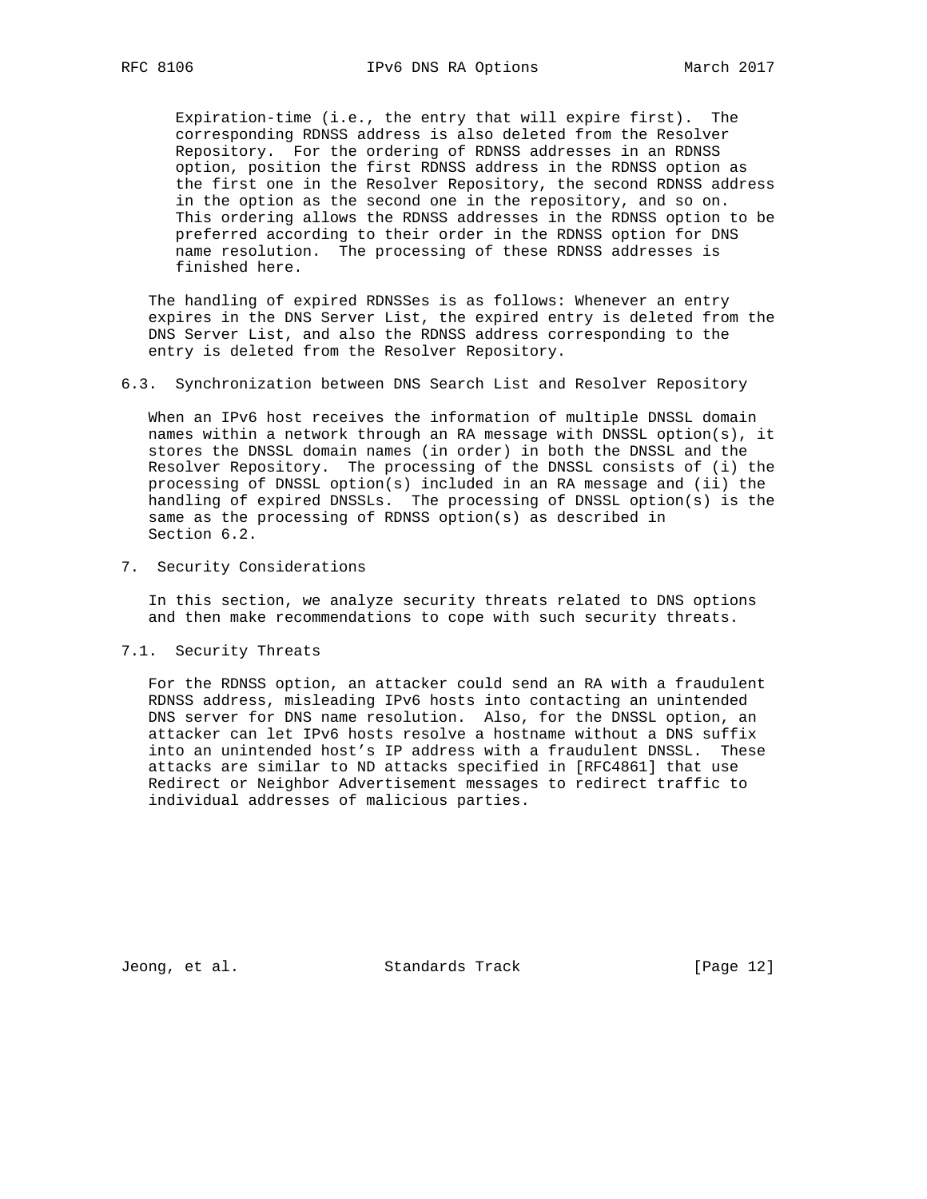Expiration-time (i.e., the entry that will expire first). The corresponding RDNSS address is also deleted from the Resolver Repository. For the ordering of RDNSS addresses in an RDNSS option, position the first RDNSS address in the RDNSS option as the first one in the Resolver Repository, the second RDNSS address in the option as the second one in the repository, and so on. This ordering allows the RDNSS addresses in the RDNSS option to be preferred according to their order in the RDNSS option for DNS name resolution. The processing of these RDNSS addresses is finished here.

The handling of expired RDNSSes is as follows: Whenever an entry expires in the DNS Server List, the expired entry is deleted from the DNS Server List, and also the RDNSS address corresponding to the entry is deleted from the Resolver Repository.

### 6.3. Synchronization between DNS Search List and Resolver Repository

When an IPv6 host receives the information of multiple DNSSL domain names within a network through an RA message with DNSSL option(s), it stores the DNSSL domain names (in order) in both the DNSSL and the Resolver Repository. The processing of the DNSSL consists of (i) the processing of DNSSL option(s) included in an RA message and (ii) the handling of expired DNSSLs. The processing of DNSSL option(s) is the same as the processing of RDNSS option(s) as described in Section 6.2.

## 7. Security Considerations

In this section, we analyze security threats related to DNS options and then make recommendations to cope with such security threats.

### 7.1. Security Threats

For the RDNSS option, an attacker could send an RA with a fraudulent RDNSS address, misleading IPv6 hosts into contacting an unintended DNS server for DNS name resolution. Also, for the DNSSL option, an attacker can let IPv6 hosts resolve a hostname without a DNS suffix into an unintended host's IP address with a fraudulent DNSSL. These attacks are similar to ND attacks specified in [RFC4861] that use Redirect or Neighbor Advertisement messages to redirect traffic to individual addresses of malicious parties.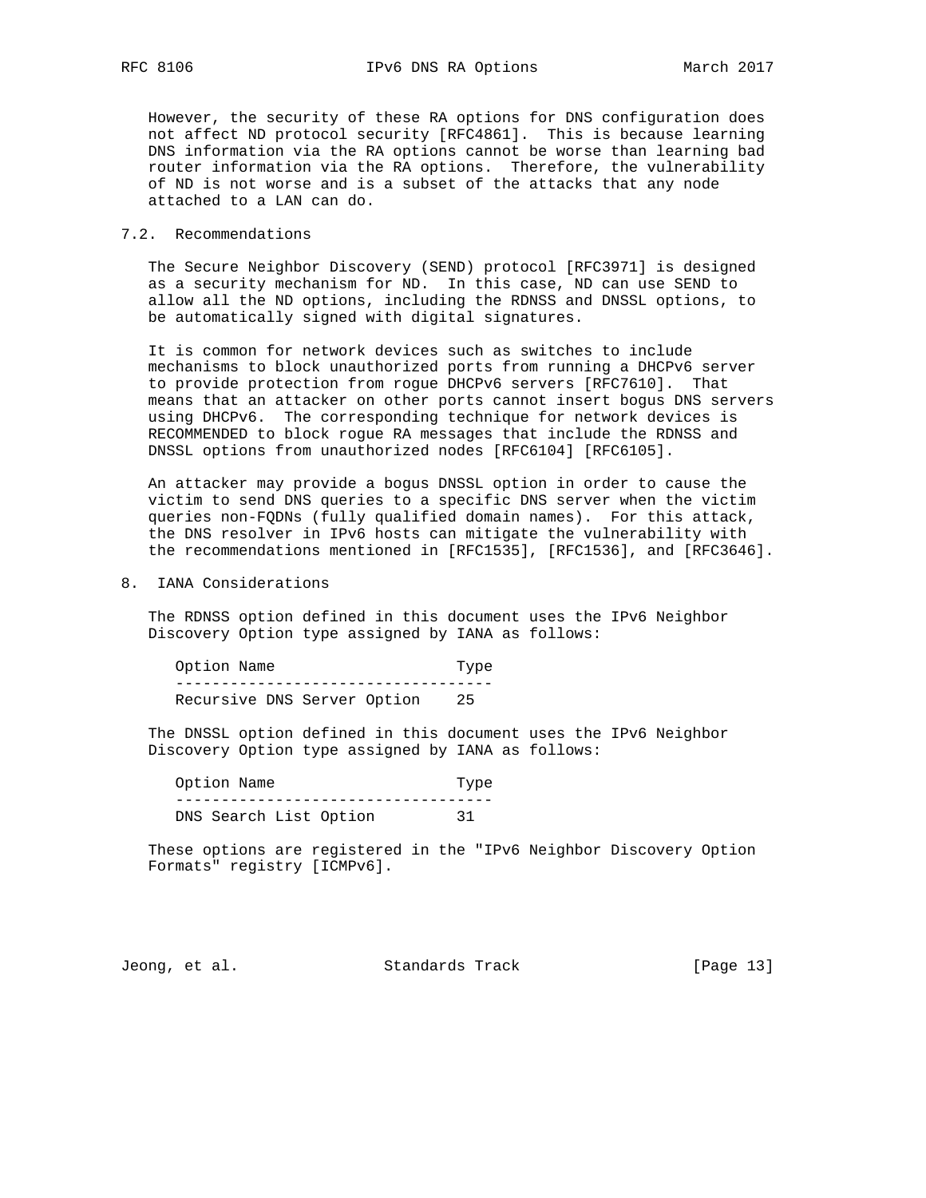However, the security of these RA options for DNS configuration does not affect ND protocol security [RFC4861]. This is because learning DNS information via the RA options cannot be worse than learning bad router information via the RA options. Therefore, the vulnerability of ND is not worse and is a subset of the attacks that any node attached to a LAN can do.

### 7.2. Recommendations

The Secure Neighbor Discovery (SEND) protocol [RFC3971] is designed as a security mechanism for ND. In this case, ND can use SEND to allow all the ND options, including the RDNSS and DNSSL options, to be automatically signed with digital signatures.

It is common for network devices such as switches to include mechanisms to block unauthorized ports from running a DHCPv6 server to provide protection from rogue DHCPv6 servers [RFC7610]. That means that an attacker on other ports cannot insert bogus DNS servers using DHCPv6. The corresponding technique for network devices is RECOMMENDED to block rogue RA messages that include the RDNSS and DNSSL options from unauthorized nodes [RFC6104] [RFC6105].

An attacker may provide a bogus DNSSL option in order to cause the victim to send DNS queries to a specific DNS server when the victim queries non-FQDNs (fully qualified domain names). For this attack, the DNS resolver in IPv6 hosts can mitigate the vulnerability with the recommendations mentioned in [RFC1535], [RFC1536], and [RFC3646].

## 8. IANA Considerations

The RDNSS option defined in this document uses the IPv6 Neighbor Discovery Option type assigned by IANA as follows:

| Option Name | Type |
|---|---|
| Recursive DNS Server Option | 25 |

The DNSSL option defined in this document uses the IPv6 Neighbor Discovery Option type assigned by IANA as follows:

| Option Name | Type |
|---|---|
| DNS Search List Option | 31 |

These options are registered in the "IPv6 Neighbor Discovery Option Formats" registry [ICMPv6].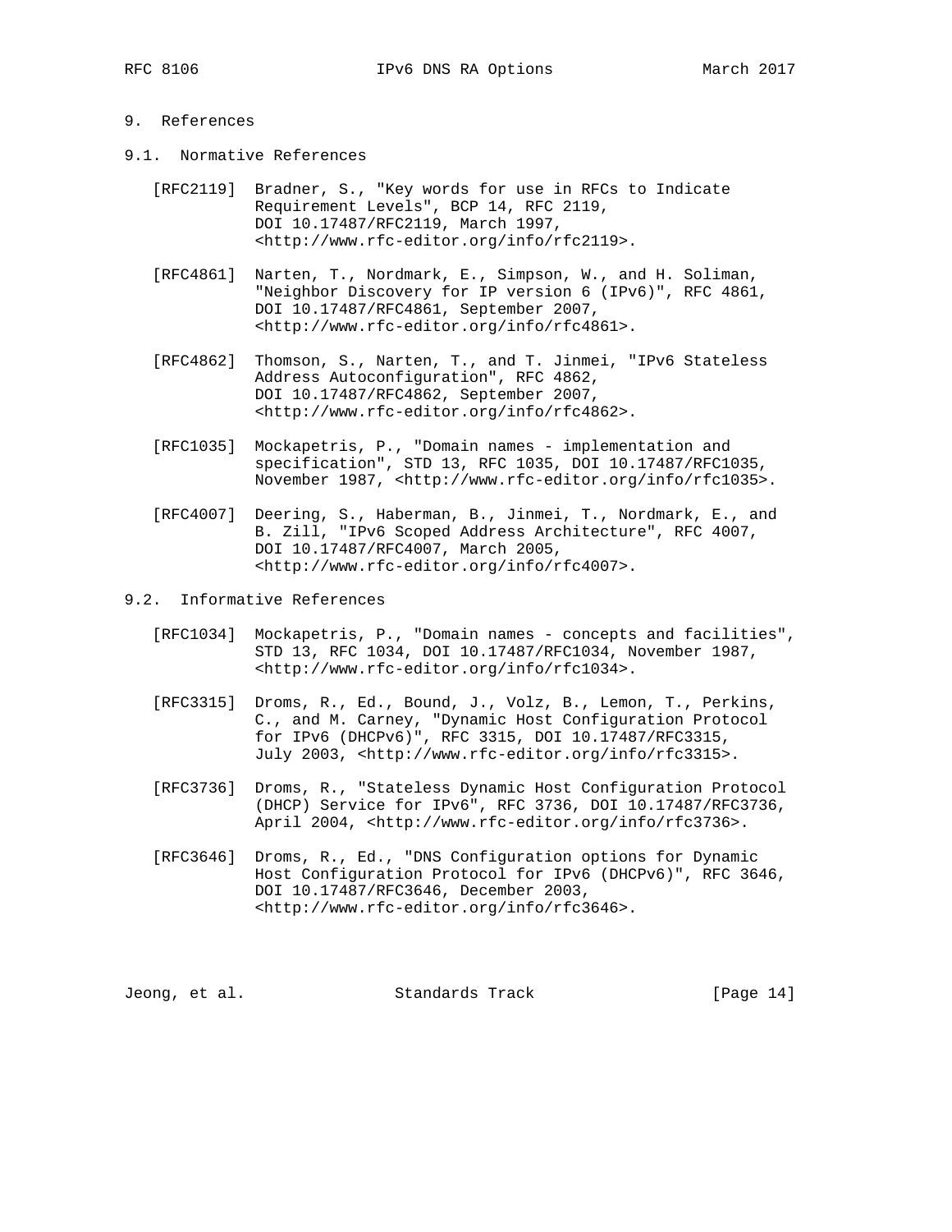## 9. References

### 9.1. Normative References

[RFC2119] Bradner, S., "Key words for use in RFCs to Indicate Requirement Levels", BCP 14, RFC 2119, DOI 10.17487/RFC2119, March 1997, <http://www.rfc-editor.org/info/rfc2119>.

[RFC4861] Narten, T., Nordmark, E., Simpson, W., and H. Soliman, "Neighbor Discovery for IP version 6 (IPv6)", RFC 4861, DOI 10.17487/RFC4861, September 2007, <http://www.rfc-editor.org/info/rfc4861>.

[RFC4862] Thomson, S., Narten, T., and T. Jinmei, "IPv6 Stateless Address Autoconfiguration", RFC 4862, DOI 10.17487/RFC4862, September 2007, <http://www.rfc-editor.org/info/rfc4862>.

[RFC1035] Mockapetris, P., "Domain names - implementation and specification", STD 13, RFC 1035, DOI 10.17487/RFC1035, November 1987, <http://www.rfc-editor.org/info/rfc1035>.

[RFC4007] Deering, S., Haberman, B., Jinmei, T., Nordmark, E., and B. Zill, "IPv6 Scoped Address Architecture", RFC 4007, DOI 10.17487/RFC4007, March 2005, <http://www.rfc-editor.org/info/rfc4007>.

### 9.2. Informative References

[RFC1034] Mockapetris, P., "Domain names - concepts and facilities", STD 13, RFC 1034, DOI 10.17487/RFC1034, November 1987, <http://www.rfc-editor.org/info/rfc1034>.

[RFC3315] Droms, R., Ed., Bound, J., Volz, B., Lemon, T., Perkins, C., and M. Carney, "Dynamic Host Configuration Protocol for IPv6 (DHCPv6)", RFC 3315, DOI 10.17487/RFC3315, July 2003, <http://www.rfc-editor.org/info/rfc3315>.

[RFC3736] Droms, R., "Stateless Dynamic Host Configuration Protocol (DHCP) Service for IPv6", RFC 3736, DOI 10.17487/RFC3736, April 2004, <http://www.rfc-editor.org/info/rfc3736>.

[RFC3646] Droms, R., Ed., "DNS Configuration options for Dynamic Host Configuration Protocol for IPv6 (DHCPv6)", RFC 3646, DOI 10.17487/RFC3646, December 2003, <http://www.rfc-editor.org/info/rfc3646>.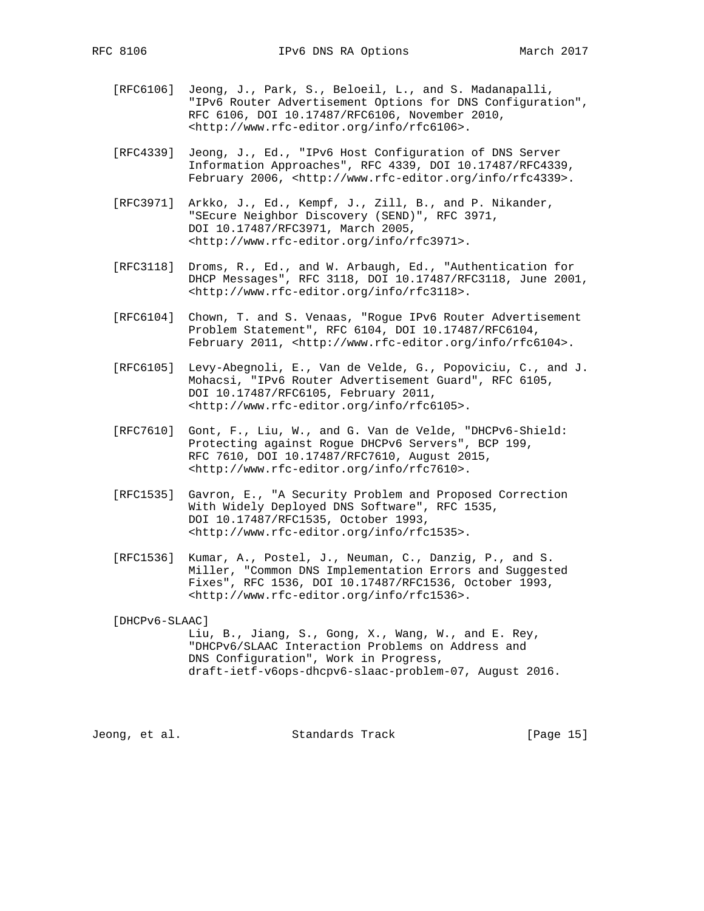[RFC6106] Jeong, J., Park, S., Beloeil, L., and S. Madanapalli, "IPv6 Router Advertisement Options for DNS Configuration", RFC 6106, DOI 10.17487/RFC6106, November 2010, <http://www.rfc-editor.org/info/rfc6106>.

[RFC4339] Jeong, J., Ed., "IPv6 Host Configuration of DNS Server Information Approaches", RFC 4339, DOI 10.17487/RFC4339, February 2006, <http://www.rfc-editor.org/info/rfc4339>.

[RFC3971] Arkko, J., Ed., Kempf, J., Zill, B., and P. Nikander, "SEcure Neighbor Discovery (SEND)", RFC 3971, DOI 10.17487/RFC3971, March 2005, <http://www.rfc-editor.org/info/rfc3971>.

[RFC3118] Droms, R., Ed., and W. Arbaugh, Ed., "Authentication for DHCP Messages", RFC 3118, DOI 10.17487/RFC3118, June 2001, <http://www.rfc-editor.org/info/rfc3118>.

[RFC6104] Chown, T. and S. Venaas, "Rogue IPv6 Router Advertisement Problem Statement", RFC 6104, DOI 10.17487/RFC6104, February 2011, <http://www.rfc-editor.org/info/rfc6104>.

[RFC6105] Levy-Abegnoli, E., Van de Velde, G., Popoviciu, C., and J. Mohacsi, "IPv6 Router Advertisement Guard", RFC 6105, DOI 10.17487/RFC6105, February 2011, <http://www.rfc-editor.org/info/rfc6105>.

[RFC7610] Gont, F., Liu, W., and G. Van de Velde, "DHCPv6-Shield: Protecting against Rogue DHCPv6 Servers", BCP 199, RFC 7610, DOI 10.17487/RFC7610, August 2015, <http://www.rfc-editor.org/info/rfc7610>.

[RFC1535] Gavron, E., "A Security Problem and Proposed Correction With Widely Deployed DNS Software", RFC 1535, DOI 10.17487/RFC1535, October 1993, <http://www.rfc-editor.org/info/rfc1535>.

[RFC1536] Kumar, A., Postel, J., Neuman, C., Danzig, P., and S. Miller, "Common DNS Implementation Errors and Suggested Fixes", RFC 1536, DOI 10.17487/RFC1536, October 1993, <http://www.rfc-editor.org/info/rfc1536>.

[DHCPv6-SLAAC] Liu, B., Jiang, S., Gong, X., Wang, W., and E. Rey, "DHCPv6/SLAAC Interaction Problems on Address and DNS Configuration", Work in Progress, draft-ietf-v6ops-dhcpv6-slaac-problem-07, August 2016.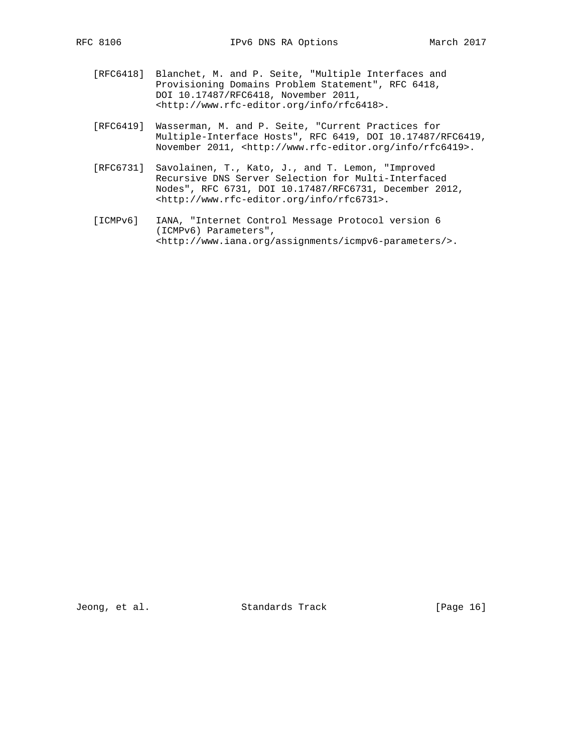[RFC6418] Blanchet, M. and P. Seite, "Multiple Interfaces and Provisioning Domains Problem Statement", RFC 6418, DOI 10.17487/RFC6418, November 2011, <http://www.rfc-editor.org/info/rfc6418>.

[RFC6419] Wasserman, M. and P. Seite, "Current Practices for Multiple-Interface Hosts", RFC 6419, DOI 10.17487/RFC6419, November 2011, <http://www.rfc-editor.org/info/rfc6419>.

[RFC6731] Savolainen, T., Kato, J., and T. Lemon, "Improved Recursive DNS Server Selection for Multi-Interfaced Nodes", RFC 6731, DOI 10.17487/RFC6731, December 2012, <http://www.rfc-editor.org/info/rfc6731>.

[ICMPv6] IANA, "Internet Control Message Protocol version 6 (ICMPv6) Parameters", <http://www.iana.org/assignments/icmpv6-parameters/>.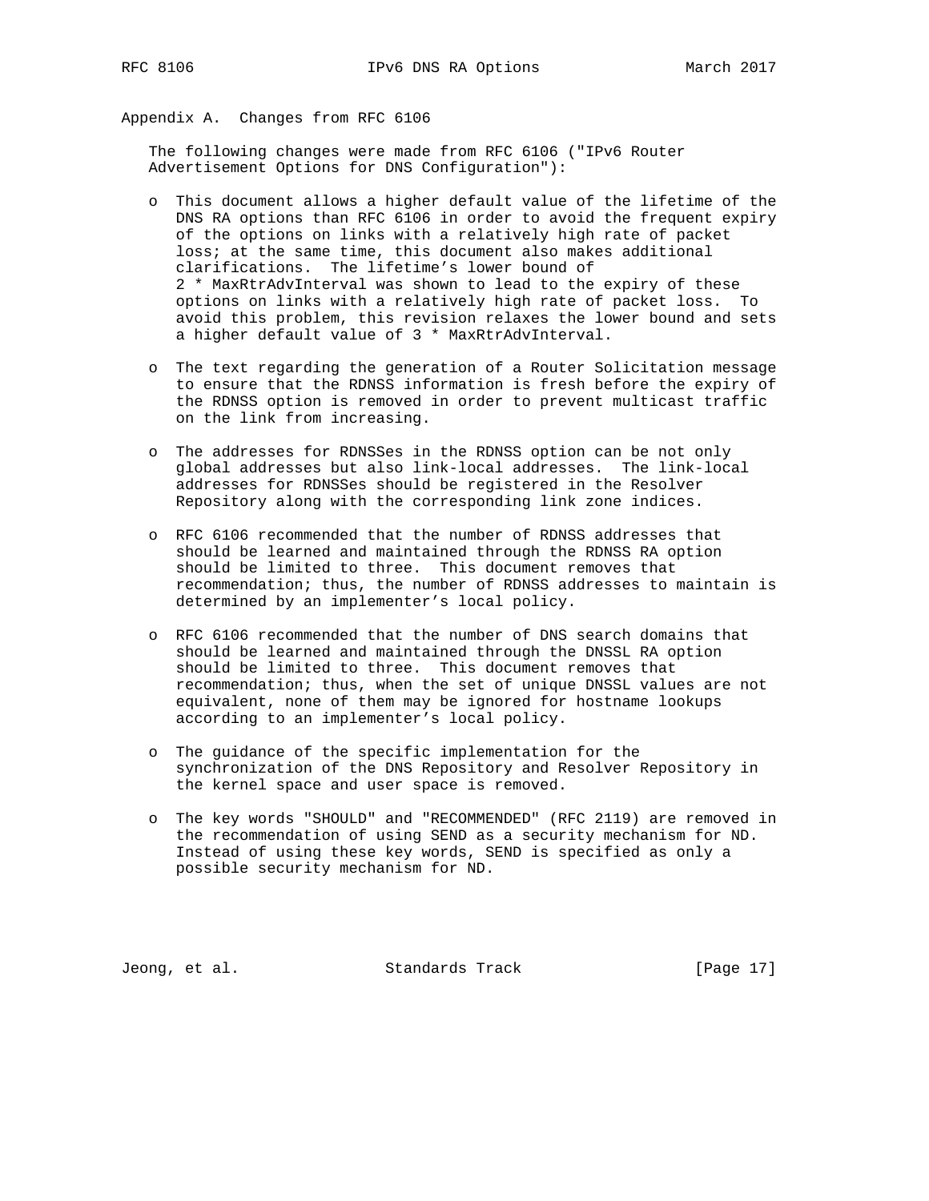## Appendix A. Changes from RFC 6106

The following changes were made from RFC 6106 ("IPv6 Router Advertisement Options for DNS Configuration"):

- This document allows a higher default value of the lifetime of the DNS RA options than RFC 6106 in order to avoid the frequent expiry of the options on links with a relatively high rate of packet loss; at the same time, this document also makes additional clarifications. The lifetime's lower bound of 2 * MaxRtrAdvInterval was shown to lead to the expiry of these options on links with a relatively high rate of packet loss. To avoid this problem, this revision relaxes the lower bound and sets a higher default value of 3 * MaxRtrAdvInterval.

- The text regarding the generation of a Router Solicitation message to ensure that the RDNSS information is fresh before the expiry of the RDNSS option is removed in order to prevent multicast traffic on the link from increasing.

- The addresses for RDNSSes in the RDNSS option can be not only global addresses but also link-local addresses. The link-local addresses for RDNSSes should be registered in the Resolver Repository along with the corresponding link zone indices.

- RFC 6106 recommended that the number of RDNSS addresses that should be learned and maintained through the RDNSS RA option should be limited to three. This document removes that recommendation; thus, the number of RDNSS addresses to maintain is determined by an implementer's local policy.

- RFC 6106 recommended that the number of DNS search domains that should be learned and maintained through the DNSSL RA option should be limited to three. This document removes that recommendation; thus, when the set of unique DNSSL values are not equivalent, none of them may be ignored for hostname lookups according to an implementer's local policy.

- The guidance of the specific implementation for the synchronization of the DNS Repository and Resolver Repository in the kernel space and user space is removed.

- The key words "SHOULD" and "RECOMMENDED" (RFC 2119) are removed in the recommendation of using SEND as a security mechanism for ND. Instead of using these key words, SEND is specified as only a possible security mechanism for ND.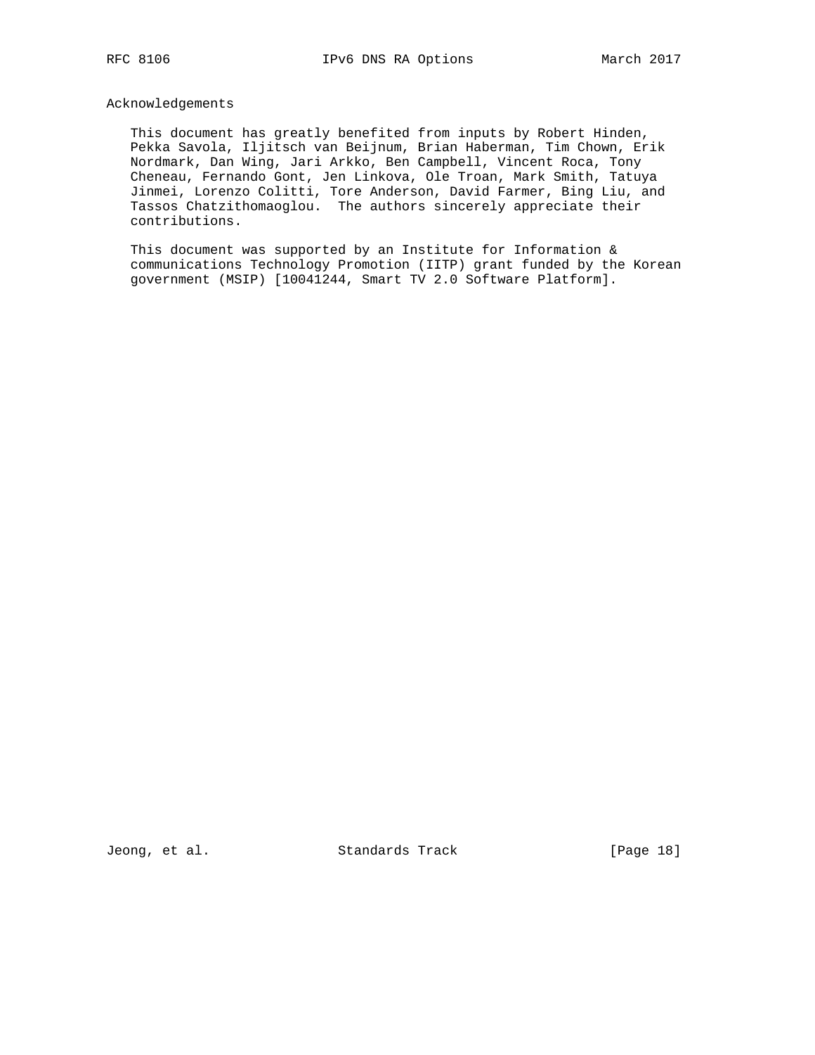## Acknowledgements

This document has greatly benefited from inputs by Robert Hinden, Pekka Savola, Iljitsch van Beijnum, Brian Haberman, Tim Chown, Erik Nordmark, Dan Wing, Jari Arkko, Ben Campbell, Vincent Roca, Tony Cheneau, Fernando Gont, Jen Linkova, Ole Troan, Mark Smith, Tatuya Jinmei, Lorenzo Colitti, Tore Anderson, David Farmer, Bing Liu, and Tassos Chatzithomaoglou. The authors sincerely appreciate their contributions.

This document was supported by an Institute for Information & communications Technology Promotion (IITP) grant funded by the Korean government (MSIP) [10041244, Smart TV 2.0 Software Platform].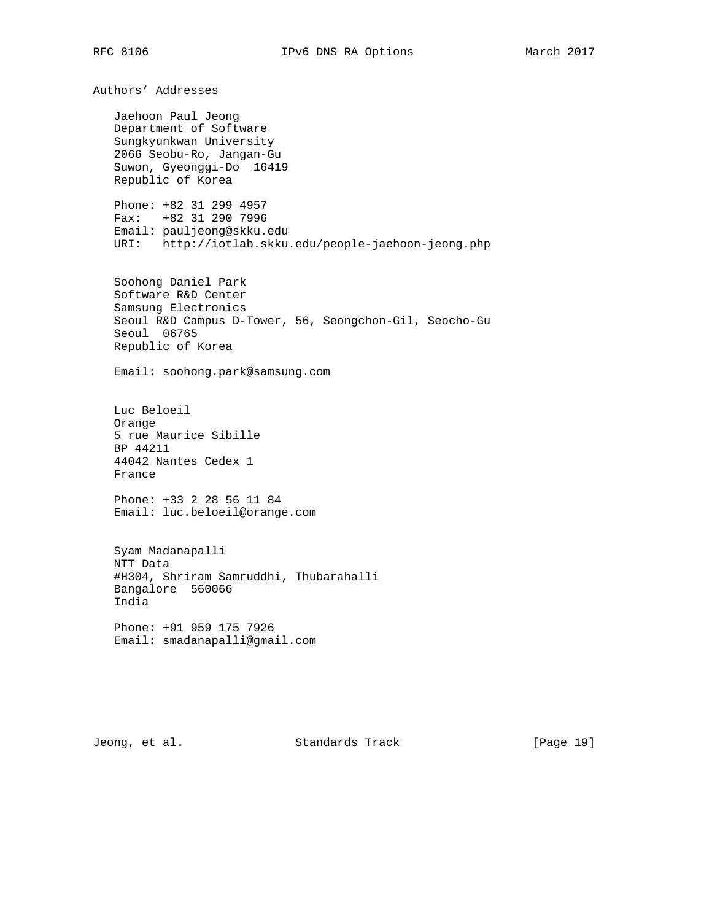## Authors' Addresses

Jaehoon Paul Jeong
Department of Software
Sungkyunkwan University
2066 Seobu-Ro, Jangan-Gu
Suwon, Gyeonggi-Do  16419
Republic of Korea

Phone: +82 31 299 4957
Fax:   +82 31 290 7996
Email: pauljeong@skku.edu
URI:   http://iotlab.skku.edu/people-jaehoon-jeong.php

Soohong Daniel Park
Software R&D Center
Samsung Electronics
Seoul R&D Campus D-Tower, 56, Seongchon-Gil, Seocho-Gu
Seoul  06765
Republic of Korea

Email: soohong.park@samsung.com

Luc Beloeil
Orange
5 rue Maurice Sibille
BP 44211
44042 Nantes Cedex 1
France

Phone: +33 2 28 56 11 84
Email: luc.beloeil@orange.com

Syam Madanapalli
NTT Data
#H304, Shriram Samruddhi, Thubarahalli
Bangalore  560066
India

Phone: +91 959 175 7926
Email: smadanapalli@gmail.com